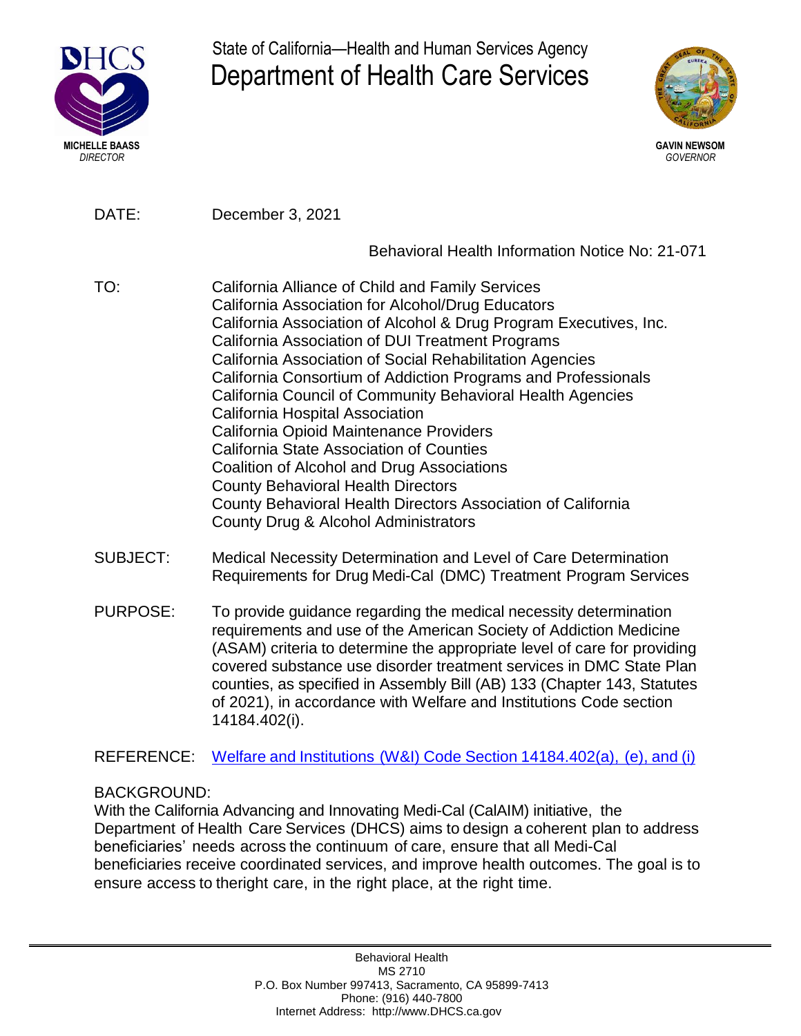State of California—Health and Human Services Agency

# Department of Health Care Services

**MICHELLE BAASS**
*DIRECTOR*

**GAVIN NEWSOM**
*GOVERNOR*

DATE: December 3, 2021

Behavioral Health Information Notice No: 21-071

TO:
California Alliance of Child and Family Services
California Association for Alcohol/Drug Educators
California Association of Alcohol & Drug Program Executives, Inc.
California Association of DUI Treatment Programs
California Association of Social Rehabilitation Agencies
California Consortium of Addiction Programs and Professionals
California Council of Community Behavioral Health Agencies
California Hospital Association
California Opioid Maintenance Providers
California State Association of Counties
Coalition of Alcohol and Drug Associations
County Behavioral Health Directors
County Behavioral Health Directors Association of California
County Drug & Alcohol Administrators

SUBJECT: Medical Necessity Determination and Level of Care Determination Requirements for Drug Medi-Cal (DMC) Treatment Program Services

PURPOSE: To provide guidance regarding the medical necessity determination requirements and use of the American Society of Addiction Medicine (ASAM) criteria to determine the appropriate level of care for providing covered substance use disorder treatment services in DMC State Plan counties, as specified in Assembly Bill (AB) 133 (Chapter 143, Statutes of 2021), in accordance with Welfare and Institutions Code section 14184.402(i).

REFERENCE: Welfare and Institutions (W&I) Code Section 14184.402(a), (e), and (i)

BACKGROUND:
With the California Advancing and Innovating Medi-Cal (CalAIM) initiative, the Department of Health Care Services (DHCS) aims to design a coherent plan to address beneficiaries' needs across the continuum of care, ensure that all Medi-Cal beneficiaries receive coordinated services, and improve health outcomes. The goal is to ensure access to theright care, in the right place, at the right time.

Behavioral Health
MS 2710
P.O. Box Number 997413, Sacramento, CA 95899-7413
Phone: (916) 440-7800
Internet Address: http://www.DHCS.ca.gov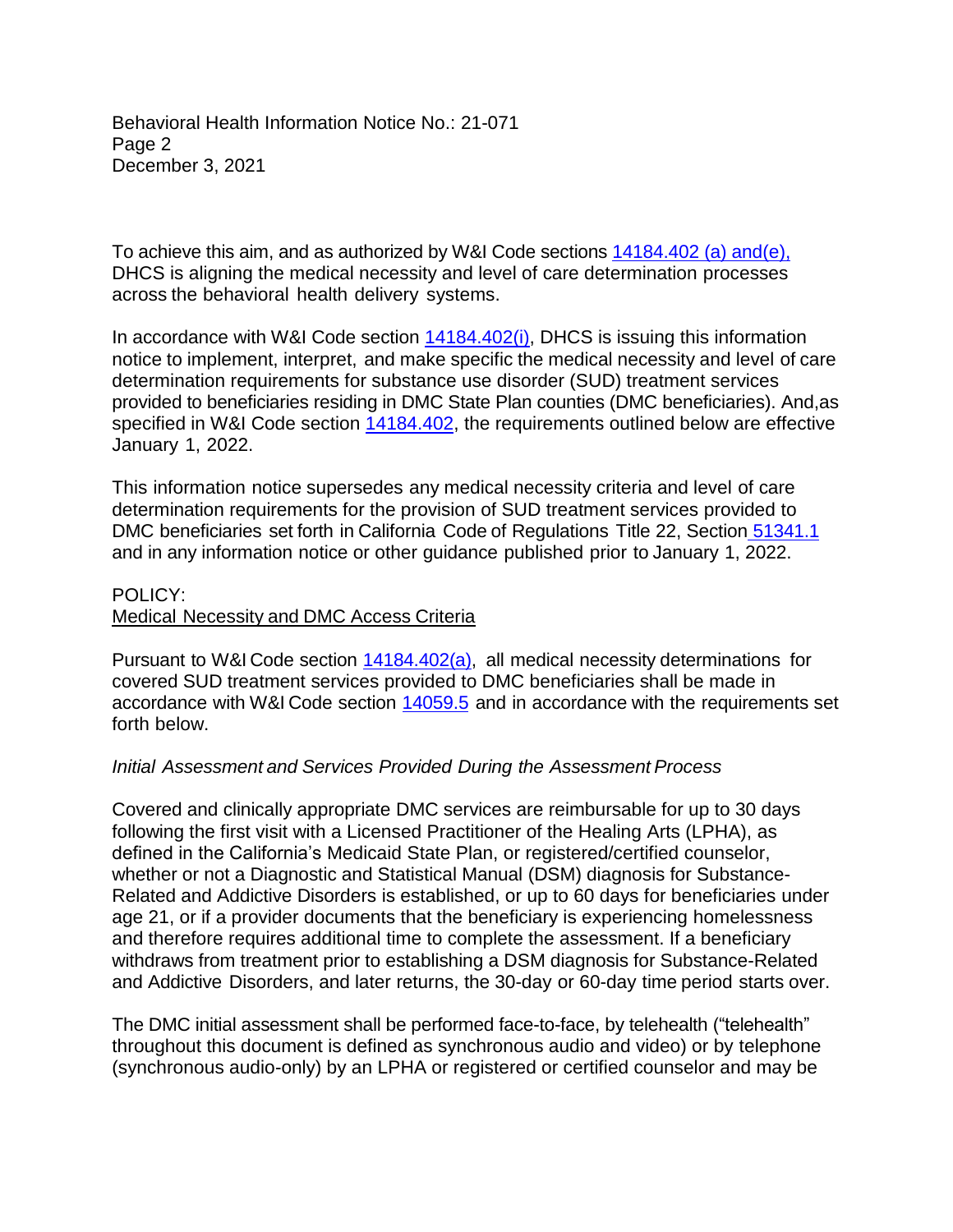To achieve this aim, and as authorized by W&I Code sections 14184.402 (a) and(e), DHCS is aligning the medical necessity and level of care determination processes across the behavioral health delivery systems.

In accordance with W&I Code section 14184.402(i), DHCS is issuing this information notice to implement, interpret, and make specific the medical necessity and level of care determination requirements for substance use disorder (SUD) treatment services provided to beneficiaries residing in DMC State Plan counties (DMC beneficiaries). And,as specified in W&I Code section 14184.402, the requirements outlined below are effective January 1, 2022.

This information notice supersedes any medical necessity criteria and level of care determination requirements for the provision of SUD treatment services provided to DMC beneficiaries set forth in California Code of Regulations Title 22, Section 51341.1 and in any information notice or other guidance published prior to January 1, 2022.

POLICY:

Medical Necessity and DMC Access Criteria

Pursuant to W&I Code section 14184.402(a), all medical necessity determinations for covered SUD treatment services provided to DMC beneficiaries shall be made in accordance with W&I Code section 14059.5 and in accordance with the requirements set forth below.

*Initial Assessment and Services Provided During the Assessment Process*

Covered and clinically appropriate DMC services are reimbursable for up to 30 days following the first visit with a Licensed Practitioner of the Healing Arts (LPHA), as defined in the California's Medicaid State Plan, or registered/certified counselor, whether or not a Diagnostic and Statistical Manual (DSM) diagnosis for Substance-Related and Addictive Disorders is established, or up to 60 days for beneficiaries under age 21, or if a provider documents that the beneficiary is experiencing homelessness and therefore requires additional time to complete the assessment. If a beneficiary withdraws from treatment prior to establishing a DSM diagnosis for Substance-Related and Addictive Disorders, and later returns, the 30-day or 60-day time period starts over.

The DMC initial assessment shall be performed face-to-face, by telehealth ("telehealth" throughout this document is defined as synchronous audio and video) or by telephone (synchronous audio-only) by an LPHA or registered or certified counselor and may be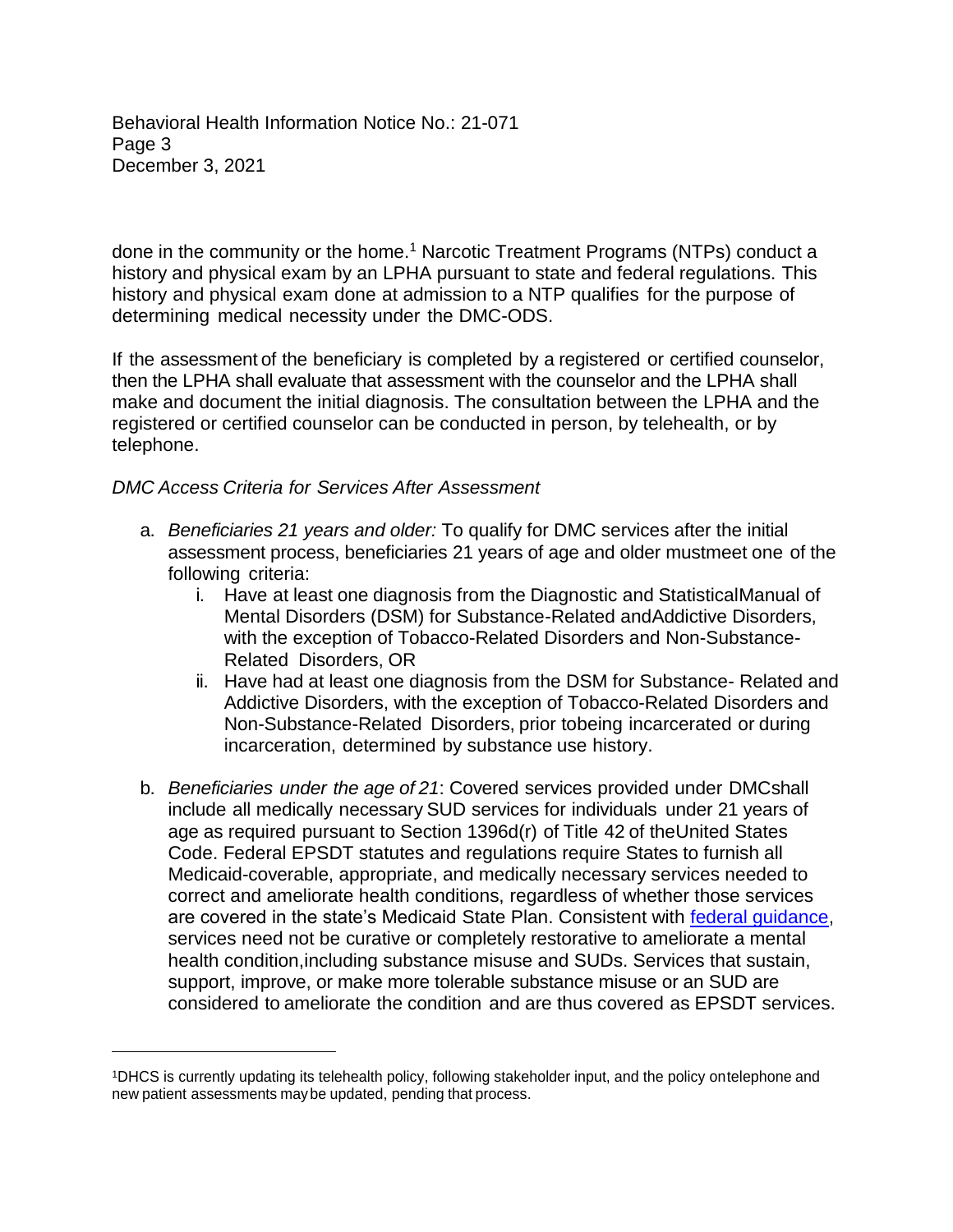done in the community or the home.[1] Narcotic Treatment Programs (NTPs) conduct a history and physical exam by an LPHA pursuant to state and federal regulations. This history and physical exam done at admission to a NTP qualifies for the purpose of determining medical necessity under the DMC-ODS.

If the assessment of the beneficiary is completed by a registered or certified counselor, then the LPHA shall evaluate that assessment with the counselor and the LPHA shall make and document the initial diagnosis. The consultation between the LPHA and the registered or certified counselor can be conducted in person, by telehealth, or by telephone.

*DMC Access Criteria for Services After Assessment*

a. *Beneficiaries 21 years and older:* To qualify for DMC services after the initial assessment process, beneficiaries 21 years of age and older mustmeet one of the following criteria:
   i. Have at least one diagnosis from the Diagnostic and StatisticalManual of Mental Disorders (DSM) for Substance-Related andAddictive Disorders, with the exception of Tobacco-Related Disorders and Non-Substance-Related Disorders, OR
   ii. Have had at least one diagnosis from the DSM for Substance- Related and Addictive Disorders, with the exception of Tobacco-Related Disorders and Non-Substance-Related Disorders, prior tobeing incarcerated or during incarceration, determined by substance use history.

b. *Beneficiaries under the age of 21*: Covered services provided under DMCshall include all medically necessary SUD services for individuals under 21 years of age as required pursuant to Section 1396d(r) of Title 42 of theUnited States Code. Federal EPSDT statutes and regulations require States to furnish all Medicaid-coverable, appropriate, and medically necessary services needed to correct and ameliorate health conditions, regardless of whether those services are covered in the state's Medicaid State Plan. Consistent with federal guidance, services need not be curative or completely restorative to ameliorate a mental health condition,including substance misuse and SUDs. Services that sustain, support, improve, or make more tolerable substance misuse or an SUD are considered to ameliorate the condition and are thus covered as EPSDT services.

[1] DHCS is currently updating its telehealth policy, following stakeholder input, and the policy ontelephone and new patient assessments maybe updated, pending that process.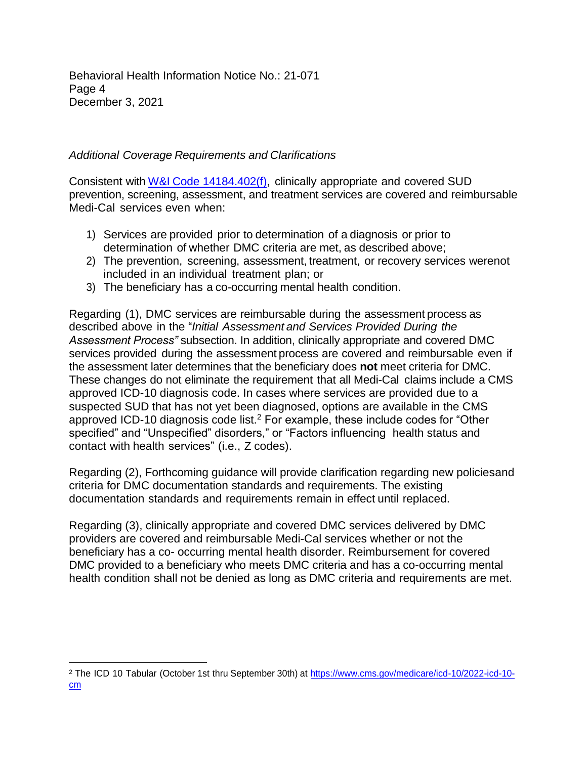*Additional Coverage Requirements and Clarifications*

Consistent with [W&I Code 14184.402(f)](), clinically appropriate and covered SUD prevention, screening, assessment, and treatment services are covered and reimbursable Medi-Cal services even when:

1) Services are provided prior to determination of a diagnosis or prior to determination of whether DMC criteria are met, as described above;
2) The prevention, screening, assessment, treatment, or recovery services werenot included in an individual treatment plan; or
3) The beneficiary has a co-occurring mental health condition.

Regarding (1), DMC services are reimbursable during the assessment process as described above in the "*Initial Assessment and Services Provided During the Assessment Process"* subsection. In addition, clinically appropriate and covered DMC services provided during the assessment process are covered and reimbursable even if the assessment later determines that the beneficiary does **not** meet criteria for DMC. These changes do not eliminate the requirement that all Medi-Cal claims include a CMS approved ICD-10 diagnosis code. In cases where services are provided due to a suspected SUD that has not yet been diagnosed, options are available in the CMS approved ICD-10 diagnosis code list.[2] For example, these include codes for "Other specified" and "Unspecified" disorders," or "Factors influencing health status and contact with health services" (i.e., Z codes).

Regarding (2), Forthcoming guidance will provide clarification regarding new policiesand criteria for DMC documentation standards and requirements. The existing documentation standards and requirements remain in effect until replaced.

Regarding (3), clinically appropriate and covered DMC services delivered by DMC providers are covered and reimbursable Medi-Cal services whether or not the beneficiary has a co- occurring mental health disorder. Reimbursement for covered DMC provided to a beneficiary who meets DMC criteria and has a co-occurring mental health condition shall not be denied as long as DMC criteria and requirements are met.

---

[2] The ICD 10 Tabular (October 1st thru September 30th) at [https://www.cms.gov/medicare/icd-10/2022-icd-10-cm](https://www.cms.gov/medicare/icd-10/2022-icd-10-cm)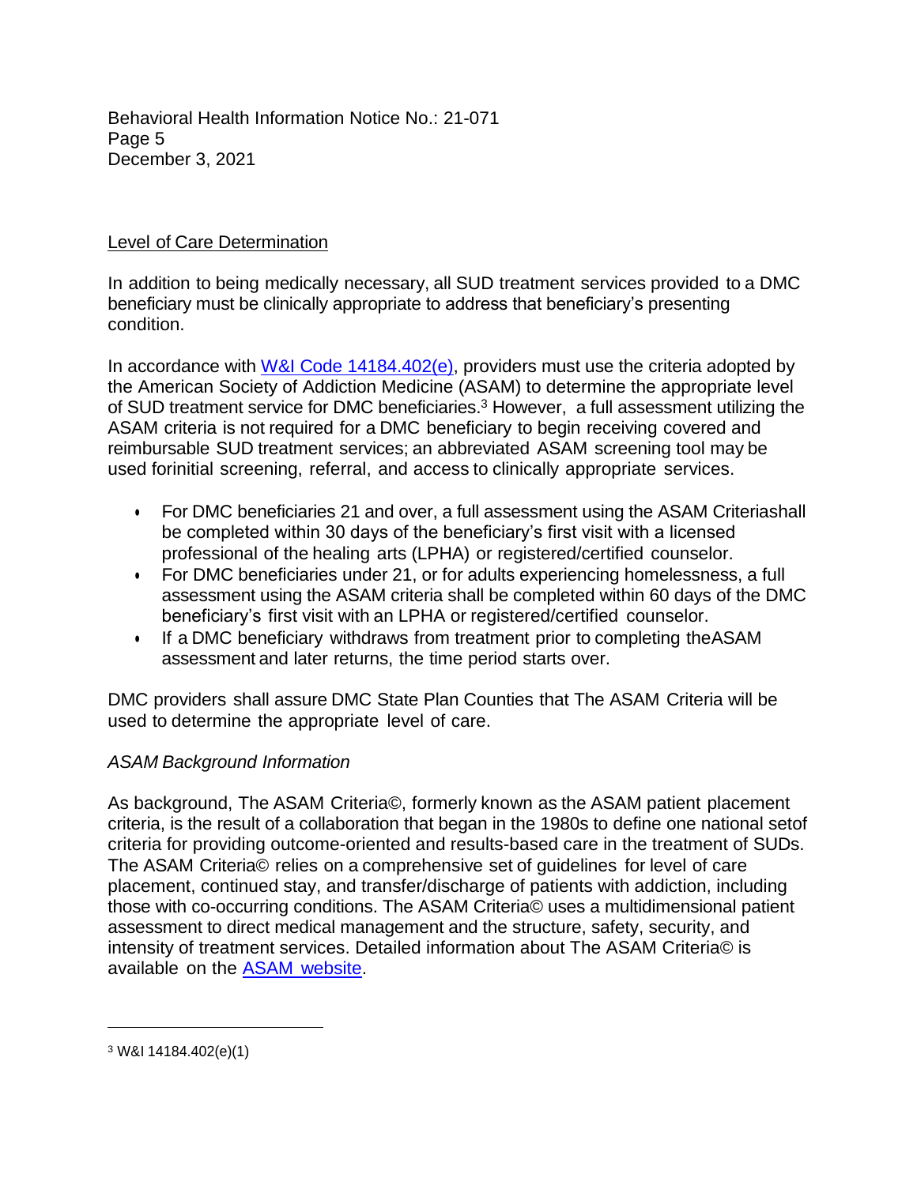Level of Care Determination

In addition to being medically necessary, all SUD treatment services provided to a DMC beneficiary must be clinically appropriate to address that beneficiary's presenting condition.

In accordance with [W&I Code 14184.402(e)](), providers must use the criteria adopted by the American Society of Addiction Medicine (ASAM) to determine the appropriate level of SUD treatment service for DMC beneficiaries.[3] However, a full assessment utilizing the ASAM criteria is not required for a DMC beneficiary to begin receiving covered and reimbursable SUD treatment services; an abbreviated ASAM screening tool may be used forinitial screening, referral, and access to clinically appropriate services.

- For DMC beneficiaries 21 and over, a full assessment using the ASAM Criteriashall be completed within 30 days of the beneficiary's first visit with a licensed professional of the healing arts (LPHA) or registered/certified counselor.
- For DMC beneficiaries under 21, or for adults experiencing homelessness, a full assessment using the ASAM criteria shall be completed within 60 days of the DMC beneficiary's first visit with an LPHA or registered/certified counselor.
- If a DMC beneficiary withdraws from treatment prior to completing theASAM assessment and later returns, the time period starts over.

DMC providers shall assure DMC State Plan Counties that The ASAM Criteria will be used to determine the appropriate level of care.

*ASAM Background Information*

As background, The ASAM Criteria©, formerly known as the ASAM patient placement criteria, is the result of a collaboration that began in the 1980s to define one national setof criteria for providing outcome-oriented and results-based care in the treatment of SUDs. The ASAM Criteria© relies on a comprehensive set of guidelines for level of care placement, continued stay, and transfer/discharge of patients with addiction, including those with co-occurring conditions. The ASAM Criteria© uses a multidimensional patient assessment to direct medical management and the structure, safety, security, and intensity of treatment services. Detailed information about The ASAM Criteria© is available on the [ASAM website]().

[3] W&I 14184.402(e)(1)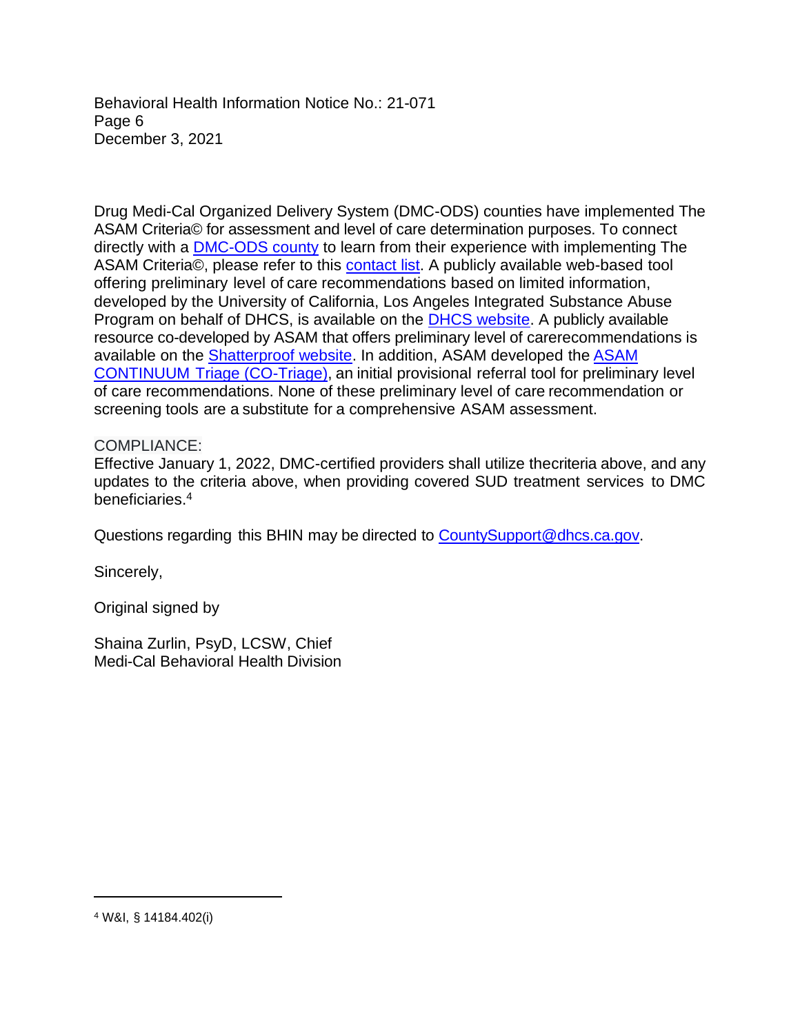Drug Medi-Cal Organized Delivery System (DMC-ODS) counties have implemented The ASAM Criteria© for assessment and level of care determination purposes. To connect directly with a DMC-ODS county to learn from their experience with implementing The ASAM Criteria©, please refer to this contact list. A publicly available web-based tool offering preliminary level of care recommendations based on limited information, developed by the University of California, Los Angeles Integrated Substance Abuse Program on behalf of DHCS, is available on the DHCS website. A publicly available resource co-developed by ASAM that offers preliminary level of carerecommendations is available on the Shatterproof website. In addition, ASAM developed the ASAM CONTINUUM Triage (CO-Triage), an initial provisional referral tool for preliminary level of care recommendations. None of these preliminary level of care recommendation or screening tools are a substitute for a comprehensive ASAM assessment.

COMPLIANCE:

Effective January 1, 2022, DMC-certified providers shall utilize thecriteria above, and any updates to the criteria above, when providing covered SUD treatment services to DMC beneficiaries.[4]

Questions regarding this BHIN may be directed to CountySupport@dhcs.ca.gov.

Sincerely,

Original signed by

Shaina Zurlin, PsyD, LCSW, Chief
Medi-Cal Behavioral Health Division

---

[4] W&I, § 14184.402(i)